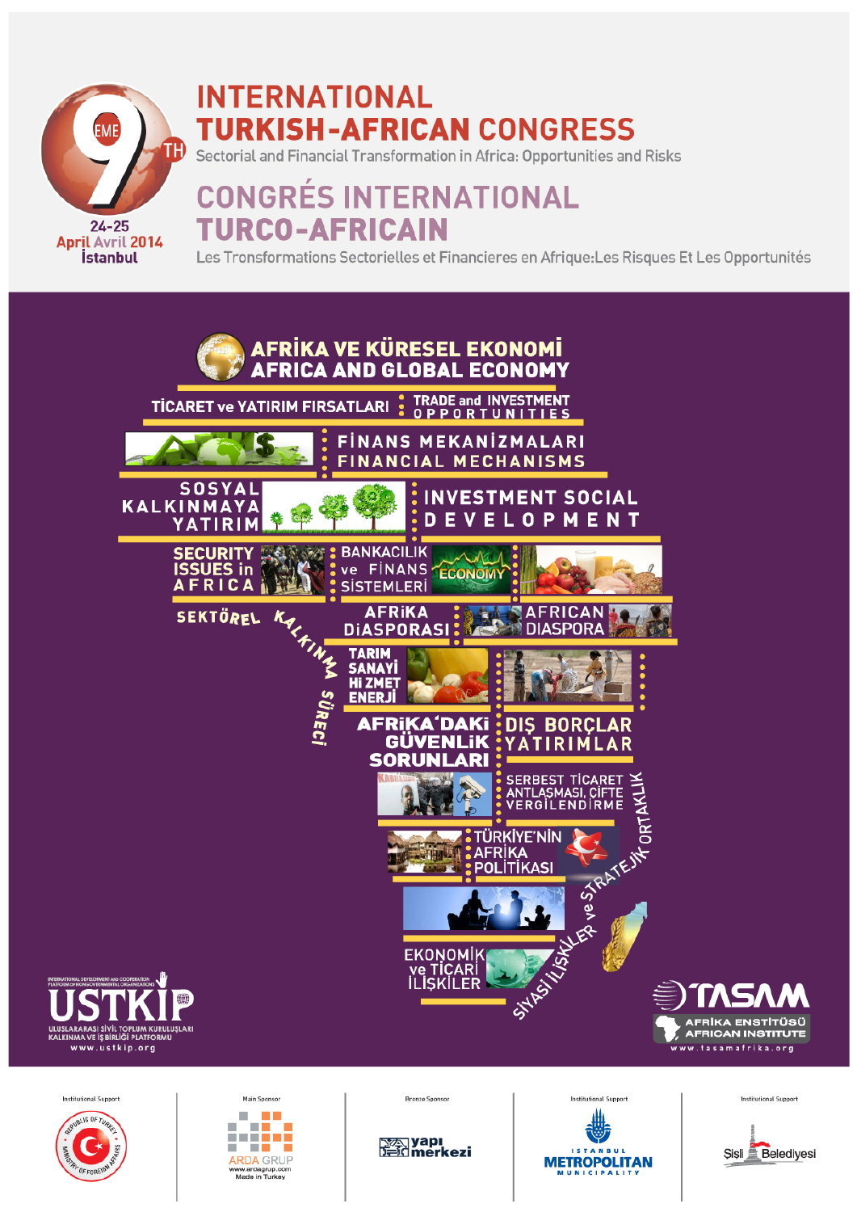9TH EME

24-25
April Avril 2014
İstanbul

# INTERNATIONAL TURKISH-AFRICAN CONGRESS

Sectorial and Financial Transformation in Africa: Opportunities and Risks

# CONGRÉS INTERNATIONAL TURCO-AFRICAIN

Les Transformations Sectorielles et Financieres en Afrique:Les Risques Et Les Opportunités

## AFRİKA VE KÜRESEL EKONOMİ
## AFRICA AND GLOBAL ECONOMY

TİCARET ve YATIRIM FIRSATLARI : TRADE and INVESTMENT OPPORTUNITIES

FİNANS MEKANİZMALARI
FINANCIAL MECHANISMS

SOSYAL KALKINMAYA YATIRIM : INVESTMENT SOCIAL DEVELOPMENT

SECURITY ISSUES in AFRICA

BANKACILIK ve FİNANS SİSTEMLERİ

ECONOMY

AFRİKA DİASPORASI : AFRICAN DIASPORA

SEKTÖREL KALKINMA SÜRECİ

TARIM
SANAYİ
HİZMET
ENERJİ

AFRİKA'DAKİ GÜVENLİK SORUNLARI

DIŞ BORÇLAR
YATIRIMLAR

SERBEST TİCARET ANTLAŞMASI, ÇİFTE VERGİLENDİRME

TÜRKİYE'NİN AFRİKA POLİTİKASI

EKONOMİK ve TİCARİ İLİŞKİLER

SİYASİ İLİŞKİLER ve STRATEJİK ORTAKLIK

USTKİP
INTERNATIONAL DEVELOPMENT AND COOPERATION PLATFORM OF NONGOVERNMENTAL ORGANIZATIONS
ULUSLARARASI SİVİL TOPLUM KURULUŞLARI KALKINMA VE İŞBİRLİĞİ PLATFORMU
www.ustkip.org

TASAM
AFRİKA ENSTİTÜSÜ
AFRICAN INSTITUTE
www.tasamafrika.org

Institutional Support: Republic of Turkey Ministry of Foreign Affairs

Main Sponsor: ARDA GRUP — www.ardagrup.com — Made in Turkey

Bronze Sponsor: yapı merkezi

Institutional Support: İstanbul Metropolitan Municipality

Institutional Support: Şişli Belediyesi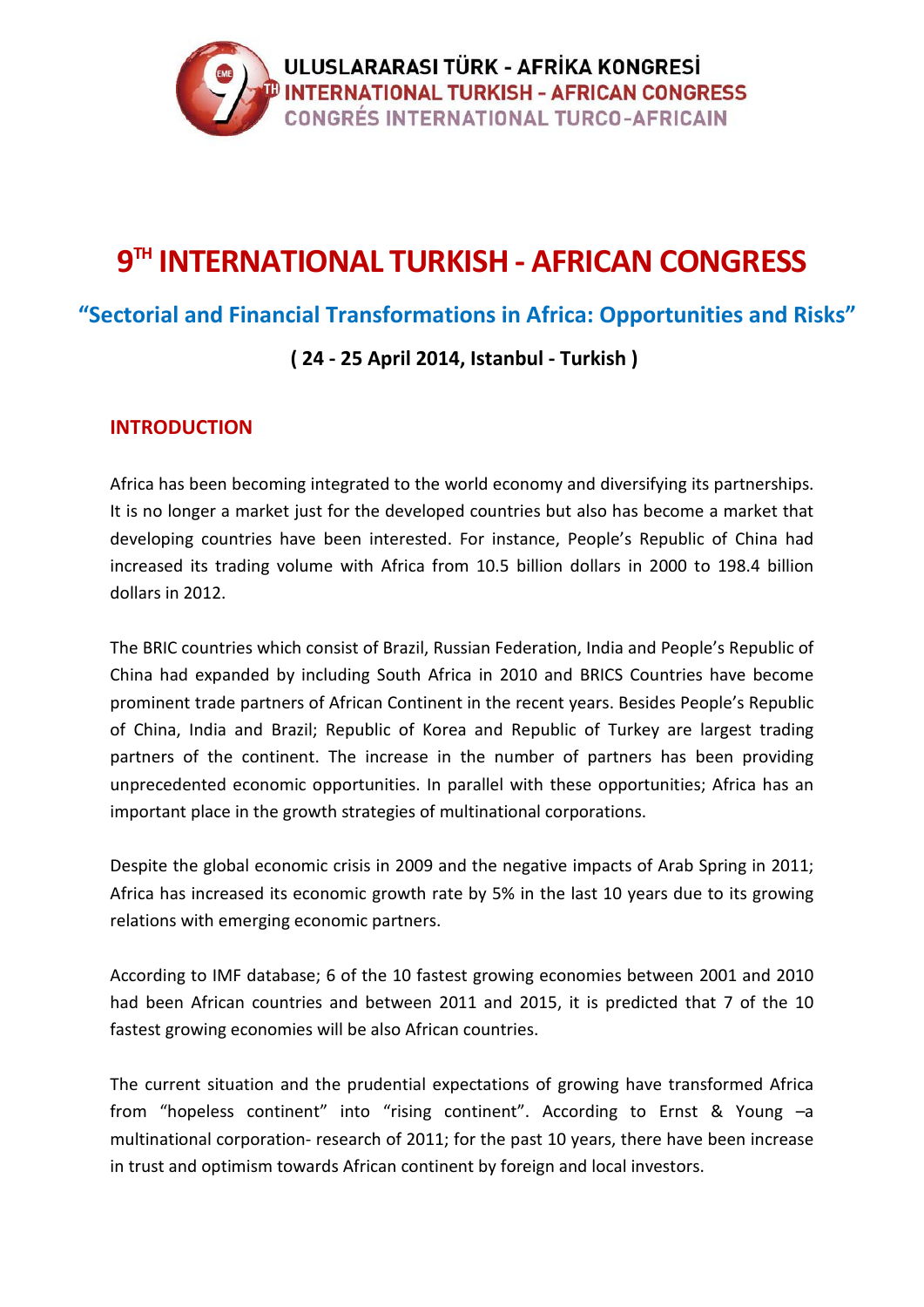ULUSLARARASI TÜRK - AFRİKA KONGRESİ
INTERNATIONAL TURKISH - AFRICAN CONGRESS
CONGRÉS INTERNATIONAL TURCO-AFRICAIN

# 9TH INTERNATIONAL TURKISH - AFRICAN CONGRESS

## "Sectorial and Financial Transformations in Africa: Opportunities and Risks"

**( 24 - 25 April 2014, Istanbul - Turkish )**

## INTRODUCTION

Africa has been becoming integrated to the world economy and diversifying its partnerships. It is no longer a market just for the developed countries but also has become a market that developing countries have been interested. For instance, People's Republic of China had increased its trading volume with Africa from 10.5 billion dollars in 2000 to 198.4 billion dollars in 2012.

The BRIC countries which consist of Brazil, Russian Federation, India and People's Republic of China had expanded by including South Africa in 2010 and BRICS Countries have become prominent trade partners of African Continent in the recent years. Besides People's Republic of China, India and Brazil; Republic of Korea and Republic of Turkey are largest trading partners of the continent. The increase in the number of partners has been providing unprecedented economic opportunities. In parallel with these opportunities; Africa has an important place in the growth strategies of multinational corporations.

Despite the global economic crisis in 2009 and the negative impacts of Arab Spring in 2011; Africa has increased its economic growth rate by 5% in the last 10 years due to its growing relations with emerging economic partners.

According to IMF database; 6 of the 10 fastest growing economies between 2001 and 2010 had been African countries and between 2011 and 2015, it is predicted that 7 of the 10 fastest growing economies will be also African countries.

The current situation and the prudential expectations of growing have transformed Africa from "hopeless continent" into "rising continent". According to Ernst & Young –a multinational corporation- research of 2011; for the past 10 years, there have been increase in trust and optimism towards African continent by foreign and local investors.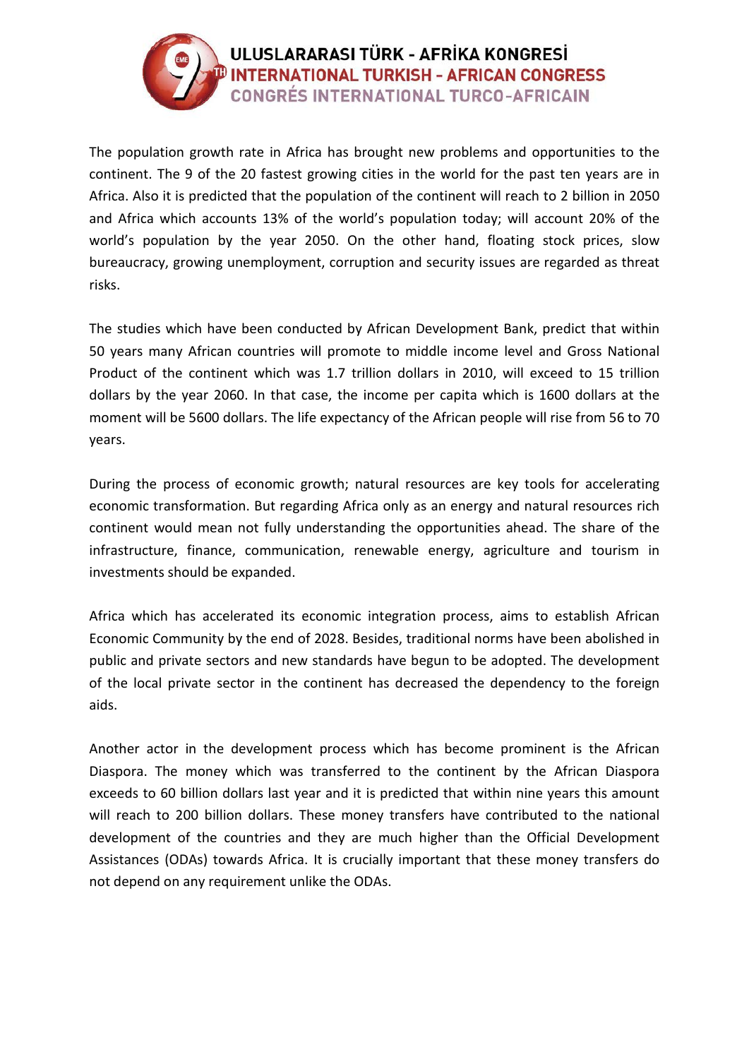The population growth rate in Africa has brought new problems and opportunities to the continent. The 9 of the 20 fastest growing cities in the world for the past ten years are in Africa. Also it is predicted that the population of the continent will reach to 2 billion in 2050 and Africa which accounts 13% of the world's population today; will account 20% of the world's population by the year 2050. On the other hand, floating stock prices, slow bureaucracy, growing unemployment, corruption and security issues are regarded as threat risks.

The studies which have been conducted by African Development Bank, predict that within 50 years many African countries will promote to middle income level and Gross National Product of the continent which was 1.7 trillion dollars in 2010, will exceed to 15 trillion dollars by the year 2060. In that case, the income per capita which is 1600 dollars at the moment will be 5600 dollars. The life expectancy of the African people will rise from 56 to 70 years.

During the process of economic growth; natural resources are key tools for accelerating economic transformation. But regarding Africa only as an energy and natural resources rich continent would mean not fully understanding the opportunities ahead. The share of the infrastructure, finance, communication, renewable energy, agriculture and tourism in investments should be expanded.

Africa which has accelerated its economic integration process, aims to establish African Economic Community by the end of 2028. Besides, traditional norms have been abolished in public and private sectors and new standards have begun to be adopted. The development of the local private sector in the continent has decreased the dependency to the foreign aids.

Another actor in the development process which has become prominent is the African Diaspora. The money which was transferred to the continent by the African Diaspora exceeds to 60 billion dollars last year and it is predicted that within nine years this amount will reach to 200 billion dollars. These money transfers have contributed to the national development of the countries and they are much higher than the Official Development Assistances (ODAs) towards Africa. It is crucially important that these money transfers do not depend on any requirement unlike the ODAs.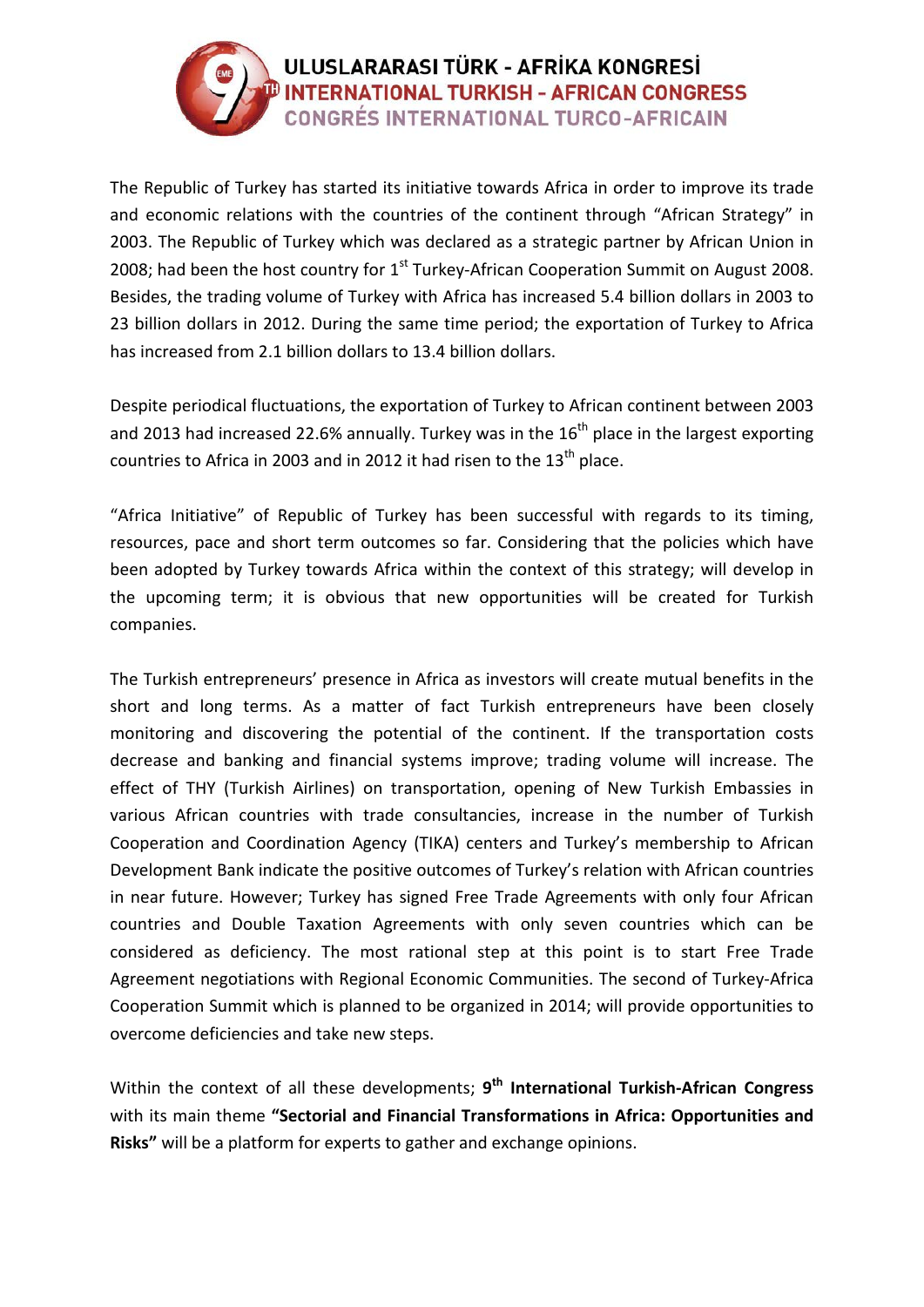The Republic of Turkey has started its initiative towards Africa in order to improve its trade and economic relations with the countries of the continent through "African Strategy" in 2003. The Republic of Turkey which was declared as a strategic partner by African Union in 2008; had been the host country for 1st Turkey-African Cooperation Summit on August 2008. Besides, the trading volume of Turkey with Africa has increased 5.4 billion dollars in 2003 to 23 billion dollars in 2012. During the same time period; the exportation of Turkey to Africa has increased from 2.1 billion dollars to 13.4 billion dollars.

Despite periodical fluctuations, the exportation of Turkey to African continent between 2003 and 2013 had increased 22.6% annually. Turkey was in the 16th place in the largest exporting countries to Africa in 2003 and in 2012 it had risen to the 13th place.

"Africa Initiative" of Republic of Turkey has been successful with regards to its timing, resources, pace and short term outcomes so far. Considering that the policies which have been adopted by Turkey towards Africa within the context of this strategy; will develop in the upcoming term; it is obvious that new opportunities will be created for Turkish companies.

The Turkish entrepreneurs' presence in Africa as investors will create mutual benefits in the short and long terms. As a matter of fact Turkish entrepreneurs have been closely monitoring and discovering the potential of the continent. If the transportation costs decrease and banking and financial systems improve; trading volume will increase. The effect of THY (Turkish Airlines) on transportation, opening of New Turkish Embassies in various African countries with trade consultancies, increase in the number of Turkish Cooperation and Coordination Agency (TIKA) centers and Turkey's membership to African Development Bank indicate the positive outcomes of Turkey's relation with African countries in near future. However; Turkey has signed Free Trade Agreements with only four African countries and Double Taxation Agreements with only seven countries which can be considered as deficiency. The most rational step at this point is to start Free Trade Agreement negotiations with Regional Economic Communities. The second of Turkey-Africa Cooperation Summit which is planned to be organized in 2014; will provide opportunities to overcome deficiencies and take new steps.

Within the context of all these developments; **9th International Turkish-African Congress** with its main theme **"Sectorial and Financial Transformations in Africa: Opportunities and Risks"** will be a platform for experts to gather and exchange opinions.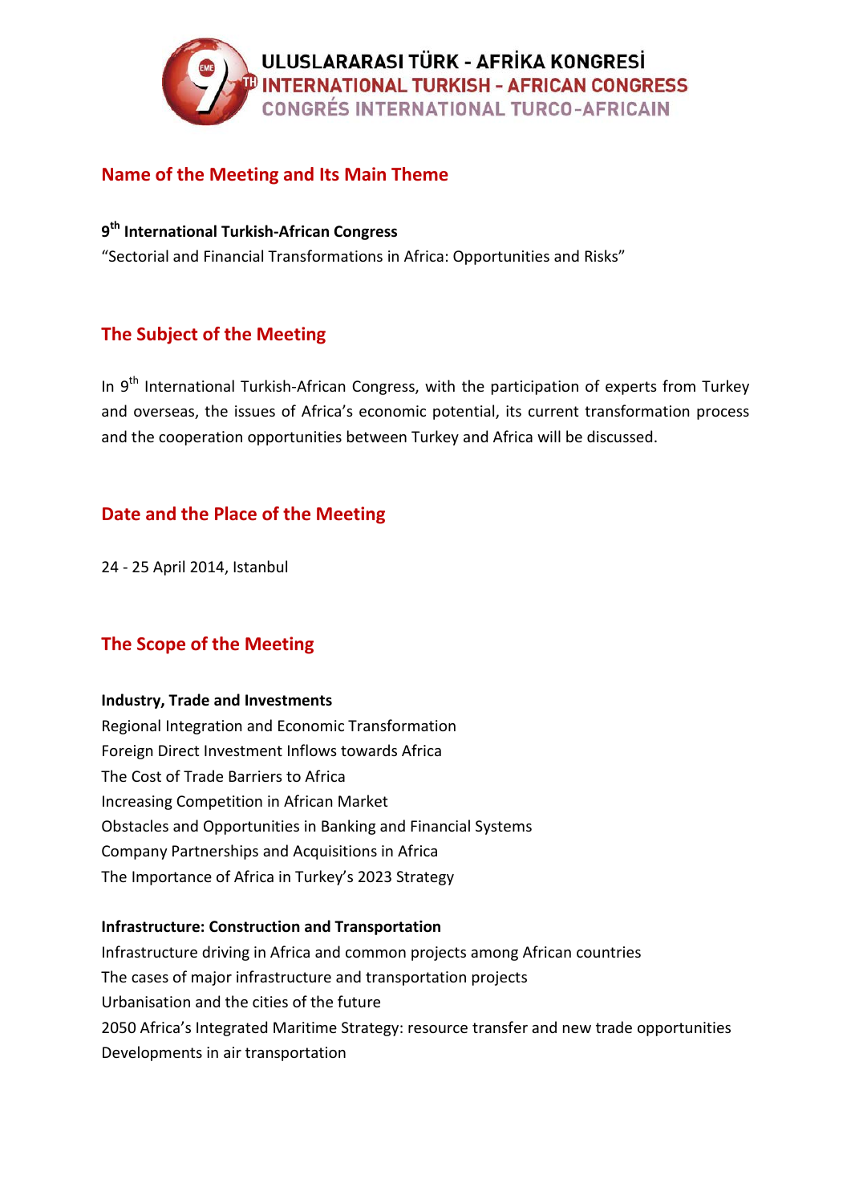## Name of the Meeting and Its Main Theme

**9th International Turkish-African Congress**

"Sectorial and Financial Transformations in Africa: Opportunities and Risks"

## The Subject of the Meeting

In 9th International Turkish-African Congress, with the participation of experts from Turkey and overseas, the issues of Africa's economic potential, its current transformation process and the cooperation opportunities between Turkey and Africa will be discussed.

## Date and the Place of the Meeting

24 - 25 April 2014, Istanbul

## The Scope of the Meeting

**Industry, Trade and Investments**

Regional Integration and Economic Transformation
Foreign Direct Investment Inflows towards Africa
The Cost of Trade Barriers to Africa
Increasing Competition in African Market
Obstacles and Opportunities in Banking and Financial Systems
Company Partnerships and Acquisitions in Africa
The Importance of Africa in Turkey's 2023 Strategy

**Infrastructure: Construction and Transportation**

Infrastructure driving in Africa and common projects among African countries
The cases of major infrastructure and transportation projects
Urbanisation and the cities of the future
2050 Africa's Integrated Maritime Strategy: resource transfer and new trade opportunities
Developments in air transportation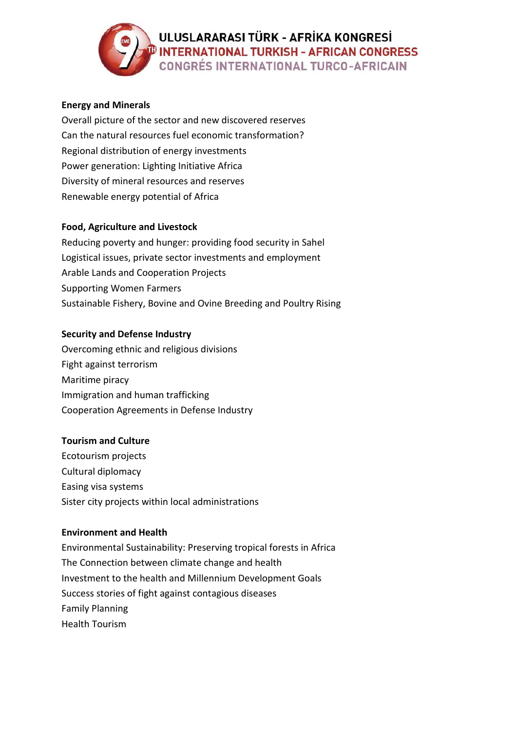**Energy and Minerals**

Overall picture of the sector and new discovered reserves

Can the natural resources fuel economic transformation?

Regional distribution of energy investments

Power generation: Lighting Initiative Africa

Diversity of mineral resources and reserves

Renewable energy potential of Africa

**Food, Agriculture and Livestock**

Reducing poverty and hunger: providing food security in Sahel

Logistical issues, private sector investments and employment

Arable Lands and Cooperation Projects

Supporting Women Farmers

Sustainable Fishery, Bovine and Ovine Breeding and Poultry Rising

**Security and Defense Industry**

Overcoming ethnic and religious divisions

Fight against terrorism

Maritime piracy

Immigration and human trafficking

Cooperation Agreements in Defense Industry

**Tourism and Culture**

Ecotourism projects

Cultural diplomacy

Easing visa systems

Sister city projects within local administrations

**Environment and Health**

Environmental Sustainability: Preserving tropical forests in Africa

The Connection between climate change and health

Investment to the health and Millennium Development Goals

Success stories of fight against contagious diseases

Family Planning

Health Tourism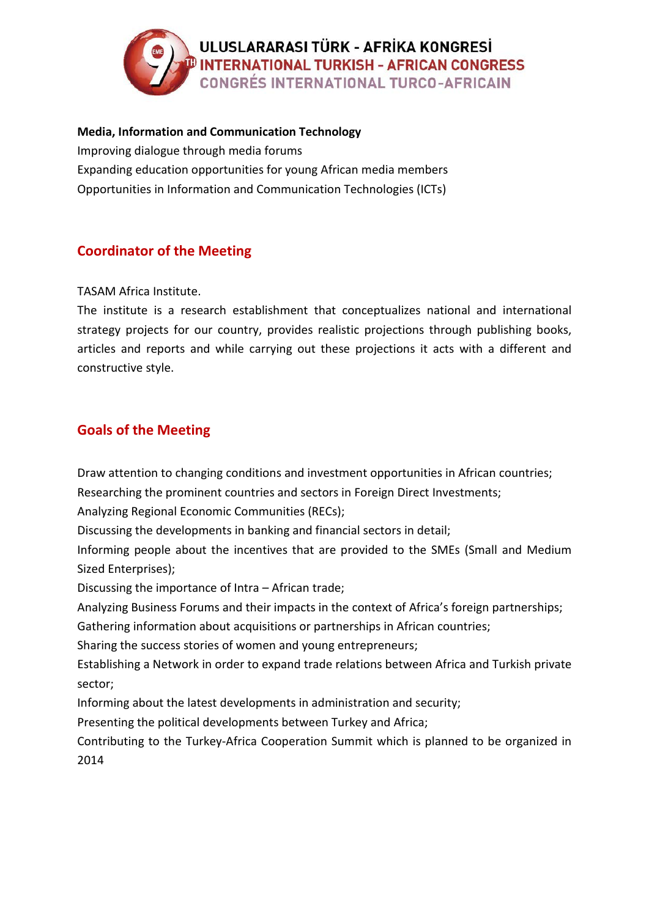**Media, Information and Communication Technology**

Improving dialogue through media forums

Expanding education opportunities for young African media members

Opportunities in Information and Communication Technologies (ICTs)

## Coordinator of the Meeting

TASAM Africa Institute.

The institute is a research establishment that conceptualizes national and international strategy projects for our country, provides realistic projections through publishing books, articles and reports and while carrying out these projections it acts with a different and constructive style.

## Goals of the Meeting

Draw attention to changing conditions and investment opportunities in African countries;

Researching the prominent countries and sectors in Foreign Direct Investments;

Analyzing Regional Economic Communities (RECs);

Discussing the developments in banking and financial sectors in detail;

Informing people about the incentives that are provided to the SMEs (Small and Medium Sized Enterprises);

Discussing the importance of Intra – African trade;

Analyzing Business Forums and their impacts in the context of Africa's foreign partnerships;

Gathering information about acquisitions or partnerships in African countries;

Sharing the success stories of women and young entrepreneurs;

Establishing a Network in order to expand trade relations between Africa and Turkish private sector;

Informing about the latest developments in administration and security;

Presenting the political developments between Turkey and Africa;

Contributing to the Turkey-Africa Cooperation Summit which is planned to be organized in 2014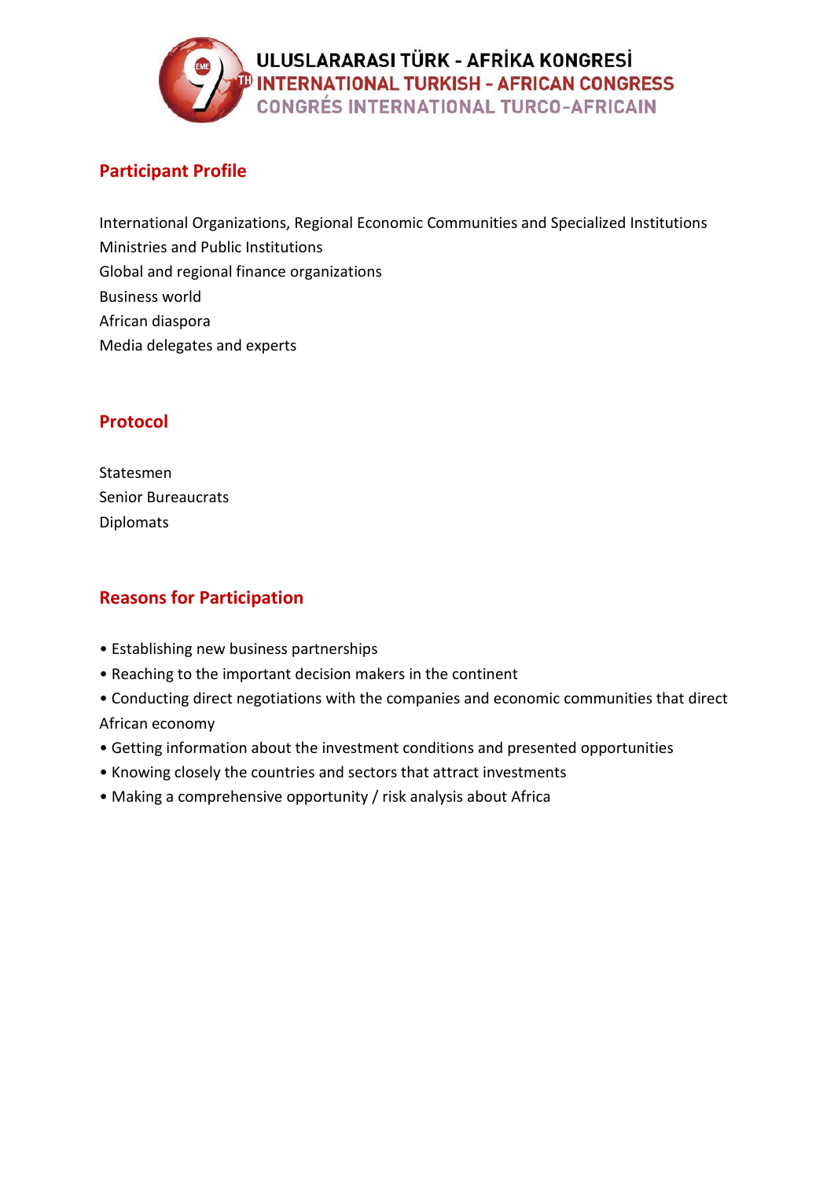ULUSLARARASI TÜRK - AFRİKA KONGRESİ
INTERNATIONAL TURKISH - AFRICAN CONGRESS
CONGRÉS INTERNATIONAL TURCO-AFRICAIN

## Participant Profile

International Organizations, Regional Economic Communities and Specialized Institutions
Ministries and Public Institutions
Global and regional finance organizations
Business world
African diaspora
Media delegates and experts

## Protocol

Statesmen
Senior Bureaucrats
Diplomats

## Reasons for Participation

• Establishing new business partnerships
• Reaching to the important decision makers in the continent
• Conducting direct negotiations with the companies and economic communities that direct African economy
• Getting information about the investment conditions and presented opportunities
• Knowing closely the countries and sectors that attract investments
• Making a comprehensive opportunity / risk analysis about Africa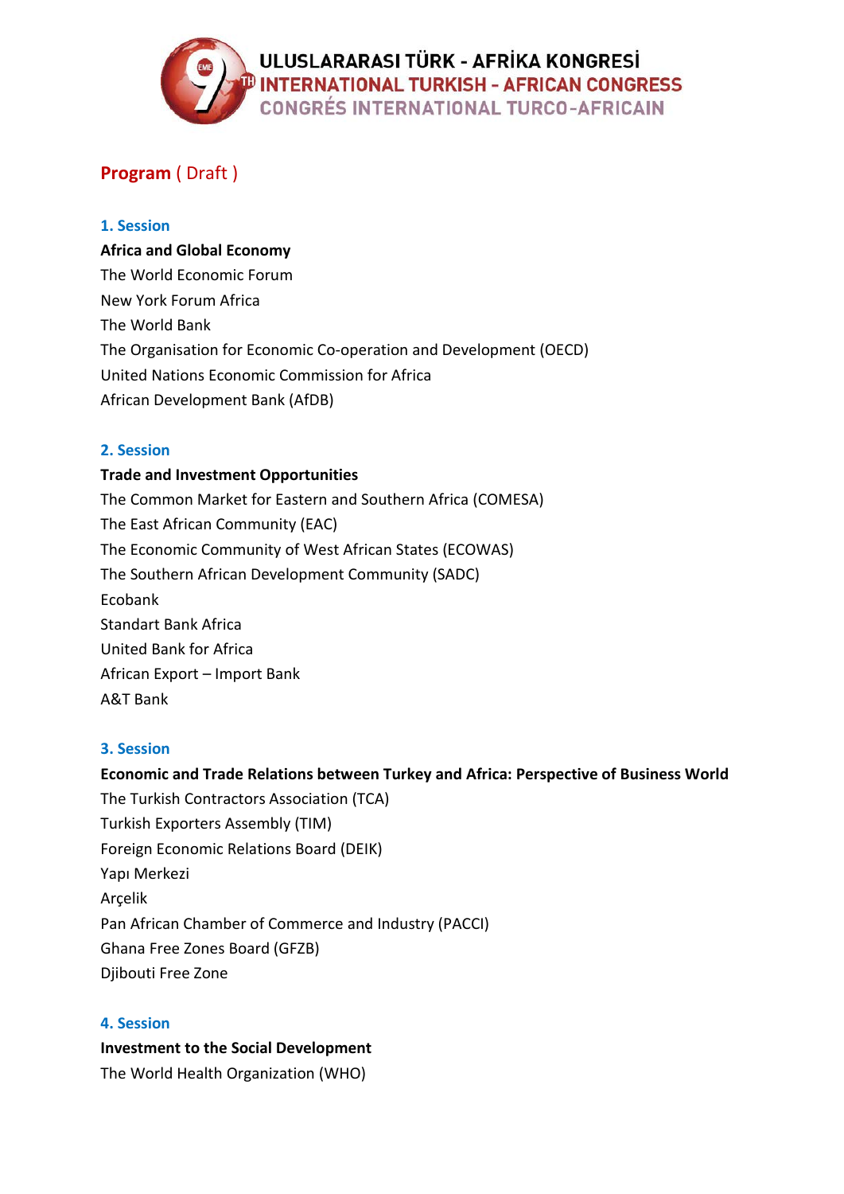ULUSLARARASI TÜRK - AFRİKA KONGRESİ
INTERNATIONAL TURKISH - AFRICAN CONGRESS
CONGRÉS INTERNATIONAL TURCO-AFRICAIN

## Program ( Draft )

### 1. Session

**Africa and Global Economy**

The World Economic Forum
New York Forum Africa
The World Bank
The Organisation for Economic Co-operation and Development (OECD)
United Nations Economic Commission for Africa
African Development Bank (AfDB)

### 2. Session

**Trade and Investment Opportunities**

The Common Market for Eastern and Southern Africa (COMESA)
The East African Community (EAC)
The Economic Community of West African States (ECOWAS)
The Southern African Development Community (SADC)
Ecobank
Standart Bank Africa
United Bank for Africa
African Export – Import Bank
A&T Bank

### 3. Session

**Economic and Trade Relations between Turkey and Africa: Perspective of Business World**

The Turkish Contractors Association (TCA)
Turkish Exporters Assembly (TIM)
Foreign Economic Relations Board (DEIK)
Yapı Merkezi
Arçelik
Pan African Chamber of Commerce and Industry (PACCI)
Ghana Free Zones Board (GFZB)
Djibouti Free Zone

### 4. Session

**Investment to the Social Development**

The World Health Organization (WHO)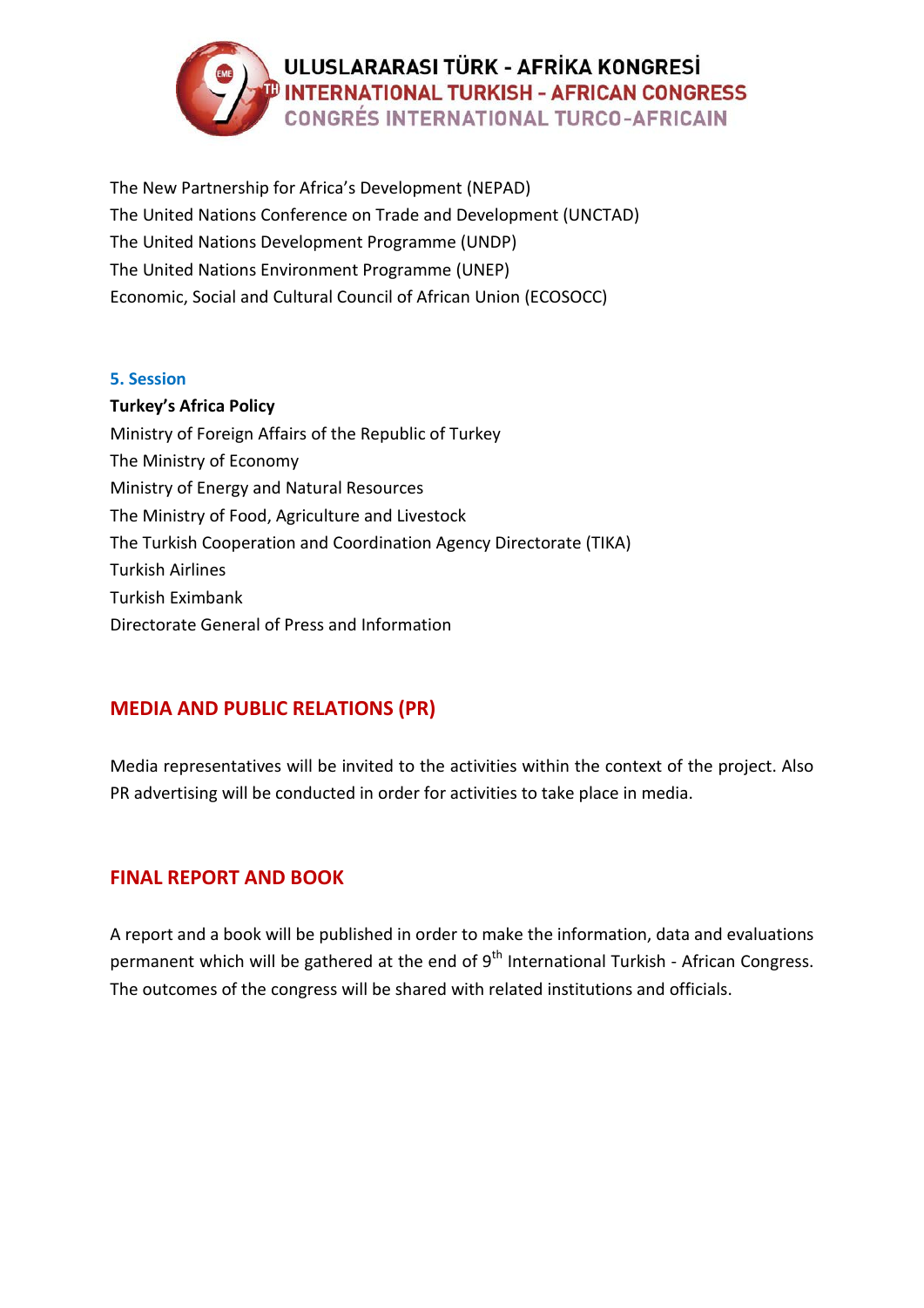The New Partnership for Africa's Development (NEPAD)
The United Nations Conference on Trade and Development (UNCTAD)
The United Nations Development Programme (UNDP)
The United Nations Environment Programme (UNEP)
Economic, Social and Cultural Council of African Union (ECOSOCC)

### 5. Session

**Turkey's Africa Policy**

Ministry of Foreign Affairs of the Republic of Turkey
The Ministry of Economy
Ministry of Energy and Natural Resources
The Ministry of Food, Agriculture and Livestock
The Turkish Cooperation and Coordination Agency Directorate (TIKA)
Turkish Airlines
Turkish Eximbank
Directorate General of Press and Information

## MEDIA AND PUBLIC RELATIONS (PR)

Media representatives will be invited to the activities within the context of the project. Also PR advertising will be conducted in order for activities to take place in media.

## FINAL REPORT AND BOOK

A report and a book will be published in order to make the information, data and evaluations permanent which will be gathered at the end of 9th International Turkish - African Congress. The outcomes of the congress will be shared with related institutions and officials.